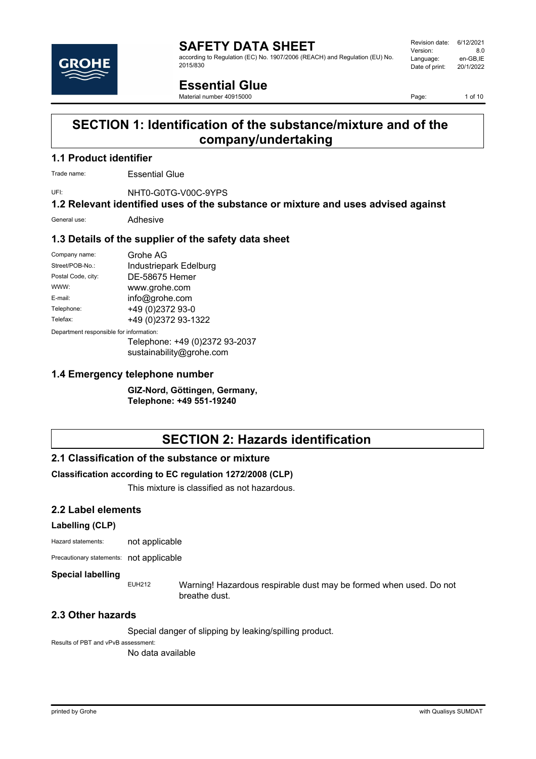# SAFETY DATA SHEET

according to Regulation (EC) No. 1907/2006 (REACH) and Regulation (EU) No. 2015/830

| | |
|---|---|
| Revision date: | 6/12/2021 |
| Version: | 8.0 |
| Language: | en-GB,IE |
| Date of print: | 20/1/2022 |

# Essential Glue

Material number 40915000

## SECTION 1: Identification of the substance/mixture and of the company/undertaking

### 1.1 Product identifier

Trade name: Essential Glue

UFI: NHT0-G0TG-V00C-9YPS

### 1.2 Relevant identified uses of the substance or mixture and uses advised against

General use: Adhesive

### 1.3 Details of the supplier of the safety data sheet

| | |
|---|---|
| Company name: | Grohe AG |
| Street/POB-No.: | Industriepark Edelburg |
| Postal Code, city: | DE-58675 Hemer |
| WWW: | www.grohe.com |
| E-mail: | info@grohe.com |
| Telephone: | +49 (0)2372 93-0 |
| Telefax: | +49 (0)2372 93-1322 |

Department responsible for information:

Telephone: +49 (0)2372 93-2037
sustainability@grohe.com

### 1.4 Emergency telephone number

**GIZ-Nord, Göttingen, Germany,**
**Telephone: +49 551-19240**

## SECTION 2: Hazards identification

### 2.1 Classification of the substance or mixture

**Classification according to EC regulation 1272/2008 (CLP)**

This mixture is classified as not hazardous.

### 2.2 Label elements

**Labelling (CLP)**

Hazard statements: not applicable

Precautionary statements: not applicable

**Special labelling**

EUH212 Warning! Hazardous respirable dust may be formed when used. Do not breathe dust.

### 2.3 Other hazards

Special danger of slipping by leaking/spilling product.

Results of PBT and vPvB assessment:

No data available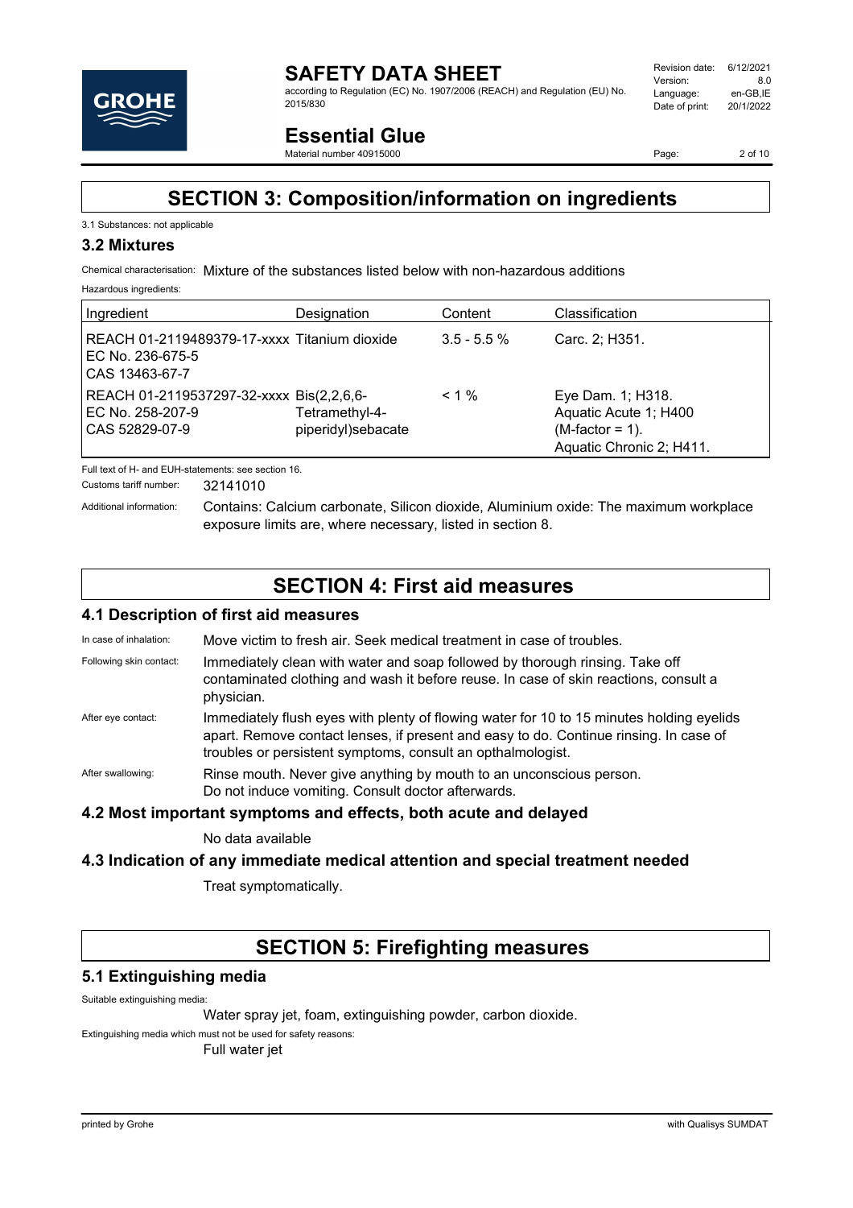# SECTION 3: Composition/information on ingredients

3.1 Substances: not applicable

### 3.2 Mixtures

Chemical characterisation: Mixture of the substances listed below with non-hazardous additions

Hazardous ingredients:

| Ingredient | Designation | Content | Classification |
| --- | --- | --- | --- |
| REACH 01-2119489379-17-xxxx<br>EC No. 236-675-5<br>CAS 13463-67-7 | Titanium dioxide | 3.5 - 5.5 % | Carc. 2; H351. |
| REACH 01-2119537297-32-xxxx<br>EC No. 258-207-9<br>CAS 52829-07-9 | Bis(2,2,6,6-Tetramethyl-4-piperidyl)sebacate | < 1 % | Eye Dam. 1; H318.<br>Aquatic Acute 1; H400 (M-factor = 1).<br>Aquatic Chronic 2; H411. |

Full text of H- and EUH-statements: see section 16.

Customs tariff number: 32141010

Additional information: Contains: Calcium carbonate, Silicon dioxide, Aluminium oxide: The maximum workplace exposure limits are, where necessary, listed in section 8.

# SECTION 4: First aid measures

### 4.1 Description of first aid measures

In case of inhalation: Move victim to fresh air. Seek medical treatment in case of troubles.

Following skin contact: Immediately clean with water and soap followed by thorough rinsing. Take off contaminated clothing and wash it before reuse. In case of skin reactions, consult a physician.

After eye contact: Immediately flush eyes with plenty of flowing water for 10 to 15 minutes holding eyelids apart. Remove contact lenses, if present and easy to do. Continue rinsing. In case of troubles or persistent symptoms, consult an opthalmologist.

After swallowing: Rinse mouth. Never give anything by mouth to an unconscious person. Do not induce vomiting. Consult doctor afterwards.

### 4.2 Most important symptoms and effects, both acute and delayed

No data available

### 4.3 Indication of any immediate medical attention and special treatment needed

Treat symptomatically.

# SECTION 5: Firefighting measures

### 5.1 Extinguishing media

Suitable extinguishing media:

Water spray jet, foam, extinguishing powder, carbon dioxide.

Extinguishing media which must not be used for safety reasons:

Full water jet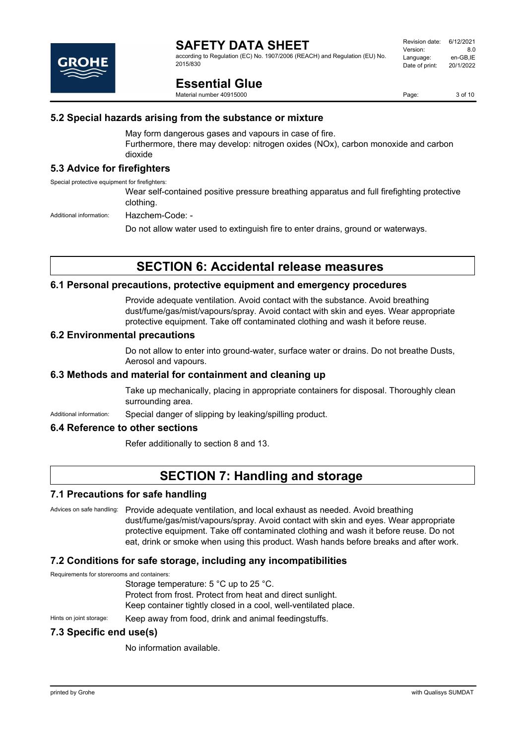## 5.2 Special hazards arising from the substance or mixture

May form dangerous gases and vapours in case of fire.
Furthermore, there may develop: nitrogen oxides (NOx), carbon monoxide and carbon dioxide

## 5.3 Advice for firefighters

Special protective equipment for firefighters:

Wear self-contained positive pressure breathing apparatus and full firefighting protective clothing.

Additional information: Hazchem-Code: -

Do not allow water used to extinguish fire to enter drains, ground or waterways.

# SECTION 6: Accidental release measures

## 6.1 Personal precautions, protective equipment and emergency procedures

Provide adequate ventilation. Avoid contact with the substance. Avoid breathing dust/fume/gas/mist/vapours/spray. Avoid contact with skin and eyes. Wear appropriate protective equipment. Take off contaminated clothing and wash it before reuse.

## 6.2 Environmental precautions

Do not allow to enter into ground-water, surface water or drains. Do not breathe Dusts, Aerosol and vapours.

## 6.3 Methods and material for containment and cleaning up

Take up mechanically, placing in appropriate containers for disposal. Thoroughly clean surrounding area.

Additional information: Special danger of slipping by leaking/spilling product.

## 6.4 Reference to other sections

Refer additionally to section 8 and 13.

# SECTION 7: Handling and storage

## 7.1 Precautions for safe handling

Advices on safe handling: Provide adequate ventilation, and local exhaust as needed. Avoid breathing dust/fume/gas/mist/vapours/spray. Avoid contact with skin and eyes. Wear appropriate protective equipment. Take off contaminated clothing and wash it before reuse. Do not eat, drink or smoke when using this product. Wash hands before breaks and after work.

## 7.2 Conditions for safe storage, including any incompatibilities

Requirements for storerooms and containers:

Storage temperature: 5 °C up to 25 °C.
Protect from frost. Protect from heat and direct sunlight.
Keep container tightly closed in a cool, well-ventilated place.

Hints on joint storage: Keep away from food, drink and animal feedingstuffs.

## 7.3 Specific end use(s)

No information available.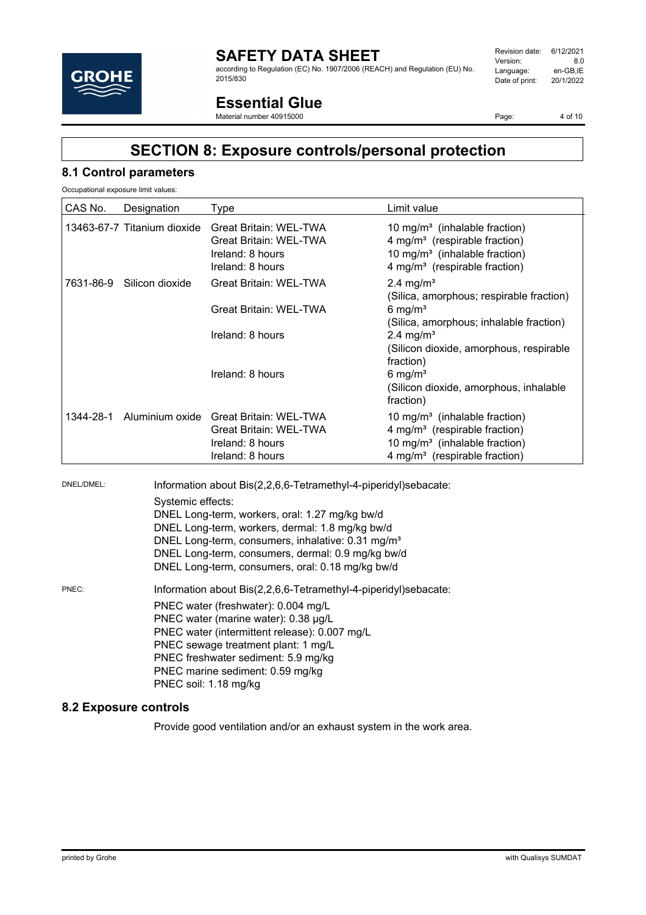## SECTION 8: Exposure controls/personal protection

### 8.1 Control parameters

Occupational exposure limit values:

| CAS No. | Designation | Type | Limit value |
|---|---|---|---|
| 13463-67-7 | Titanium dioxide | Great Britain: WEL-TWA | 10 $mg/m^3$ (inhalable fraction) |
| | | Great Britain: WEL-TWA | 4 $mg/m^3$ (respirable fraction) |
| | | Ireland: 8 hours | 10 $mg/m^3$ (inhalable fraction) |
| | | Ireland: 8 hours | 4 $mg/m^3$ (respirable fraction) |
| 7631-86-9 | Silicon dioxide | Great Britain: WEL-TWA | 2.4 $mg/m^3$ (Silica, amorphous; respirable fraction) |
| | | Great Britain: WEL-TWA | 6 $mg/m^3$ (Silica, amorphous; inhalable fraction) |
| | | Ireland: 8 hours | 2.4 $mg/m^3$ (Silicon dioxide, amorphous, respirable fraction) |
| | | Ireland: 8 hours | 6 $mg/m^3$ (Silicon dioxide, amorphous, inhalable fraction) |
| 1344-28-1 | Aluminium oxide | Great Britain: WEL-TWA | 10 $mg/m^3$ (inhalable fraction) |
| | | Great Britain: WEL-TWA | 4 $mg/m^3$ (respirable fraction) |
| | | Ireland: 8 hours | 10 $mg/m^3$ (inhalable fraction) |
| | | Ireland: 8 hours | 4 $mg/m^3$ (respirable fraction) |

DNEL/DMEL: Information about Bis(2,2,6,6-Tetramethyl-4-piperidyl)sebacate:

Systemic effects:
DNEL Long-term, workers, oral: 1.27 mg/kg bw/d
DNEL Long-term, workers, dermal: 1.8 mg/kg bw/d
DNEL Long-term, consumers, inhalative: 0.31 $mg/m^3$
DNEL Long-term, consumers, dermal: 0.9 mg/kg bw/d
DNEL Long-term, consumers, oral: 0.18 mg/kg bw/d

PNEC: Information about Bis(2,2,6,6-Tetramethyl-4-piperidyl)sebacate:

PNEC water (freshwater): 0.004 mg/L
PNEC water (marine water): 0.38 µg/L
PNEC water (intermittent release): 0.007 mg/L
PNEC sewage treatment plant: 1 mg/L
PNEC freshwater sediment: 5.9 mg/kg
PNEC marine sediment: 0.59 mg/kg
PNEC soil: 1.18 mg/kg

### 8.2 Exposure controls

Provide good ventilation and/or an exhaust system in the work area.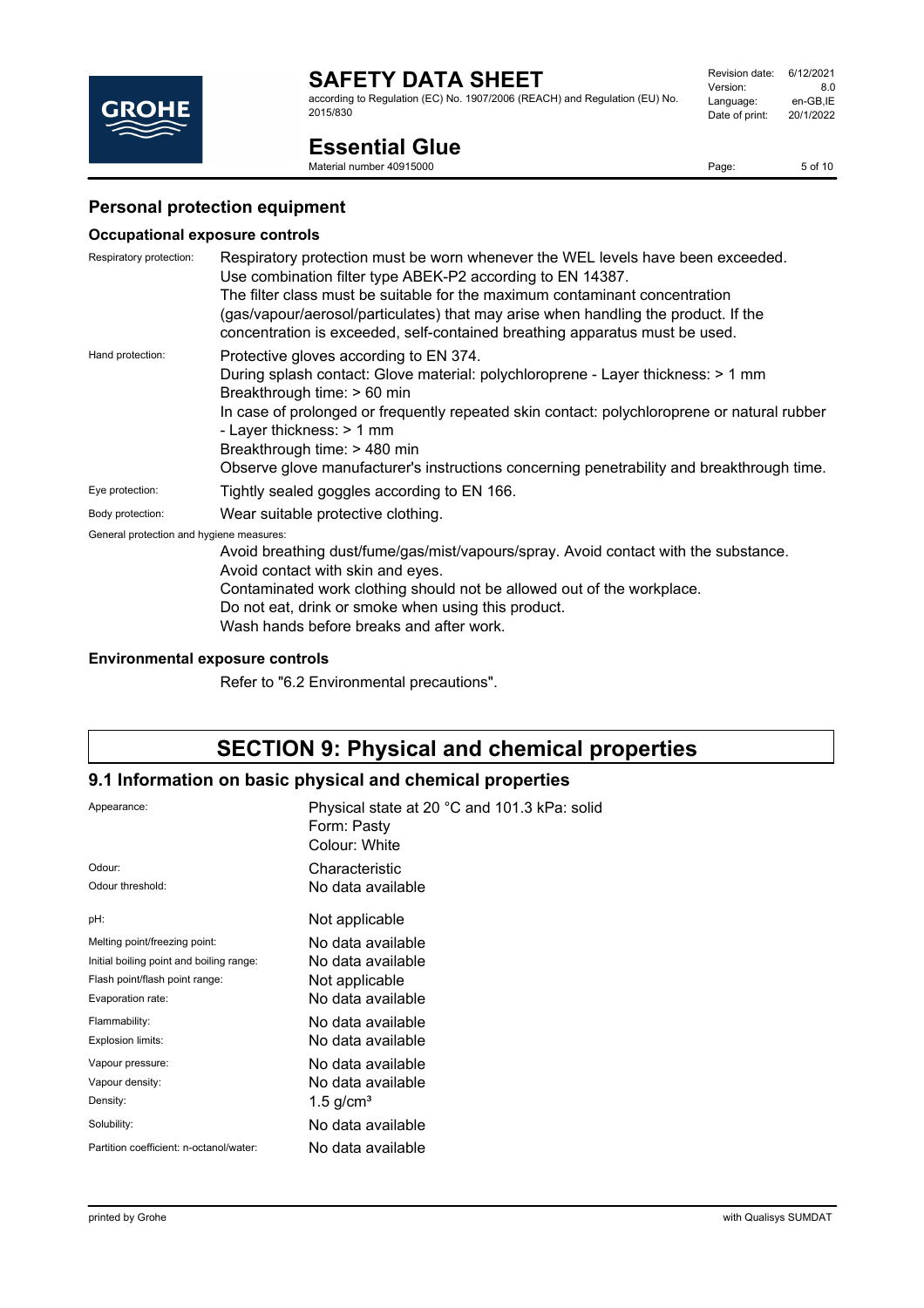## Personal protection equipment

### Occupational exposure controls

| | |
|---|---|
| Respiratory protection: | Respiratory protection must be worn whenever the WEL levels have been exceeded. Use combination filter type ABEK-P2 according to EN 14387. The filter class must be suitable for the maximum contaminant concentration (gas/vapour/aerosol/particulates) that may arise when handling the product. If the concentration is exceeded, self-contained breathing apparatus must be used. |
| Hand protection: | Protective gloves according to EN 374. During splash contact: Glove material: polychloroprene - Layer thickness: > 1 mm Breakthrough time: > 60 min In case of prolonged or frequently repeated skin contact: polychloroprene or natural rubber - Layer thickness: > 1 mm Breakthrough time: > 480 min Observe glove manufacturer's instructions concerning penetrability and breakthrough time. |
| Eye protection: | Tightly sealed goggles according to EN 166. |
| Body protection: | Wear suitable protective clothing. |

General protection and hygiene measures:

Avoid breathing dust/fume/gas/mist/vapours/spray. Avoid contact with the substance.
Avoid contact with skin and eyes.
Contaminated work clothing should not be allowed out of the workplace.
Do not eat, drink or smoke when using this product.
Wash hands before breaks and after work.

### Environmental exposure controls

Refer to "6.2 Environmental precautions".

# SECTION 9: Physical and chemical properties

## 9.1 Information on basic physical and chemical properties

| | |
|---|---|
| Appearance: | Physical state at 20 °C and 101.3 kPa: solid<br>Form: Pasty<br>Colour: White |
| Odour: | Characteristic |
| Odour threshold: | No data available |
| pH: | Not applicable |
| Melting point/freezing point: | No data available |
| Initial boiling point and boiling range: | No data available |
| Flash point/flash point range: | Not applicable |
| Evaporation rate: | No data available |
| Flammability: | No data available |
| Explosion limits: | No data available |
| Vapour pressure: | No data available |
| Vapour density: | No data available |
| Density: | 1.5 g/cm³ |
| Solubility: | No data available |
| Partition coefficient: n-octanol/water: | No data available |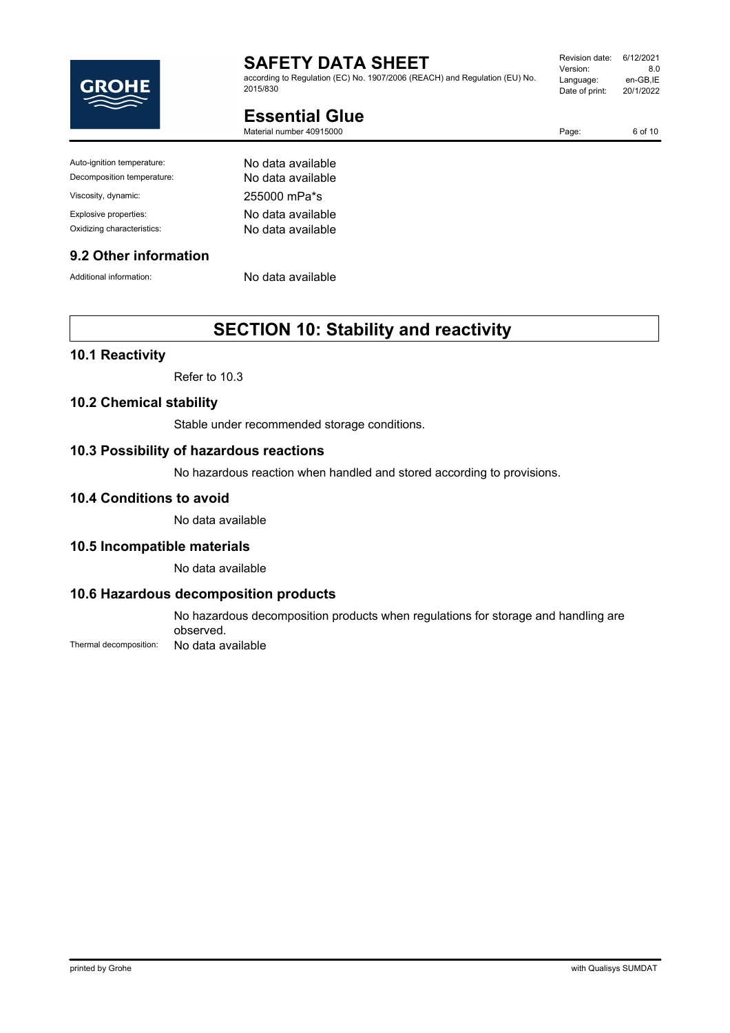| | |
|---|---|
| Auto-ignition temperature: | No data available |
| Decomposition temperature: | No data available |
| Viscosity, dynamic: | 255000 mPa*s |
| Explosive properties: | No data available |
| Oxidizing characteristics: | No data available |

### 9.2 Other information

Additional information: No data available

## SECTION 10: Stability and reactivity

### 10.1 Reactivity

Refer to 10.3

### 10.2 Chemical stability

Stable under recommended storage conditions.

### 10.3 Possibility of hazardous reactions

No hazardous reaction when handled and stored according to provisions.

### 10.4 Conditions to avoid

No data available

### 10.5 Incompatible materials

No data available

### 10.6 Hazardous decomposition products

No hazardous decomposition products when regulations for storage and handling are observed.

Thermal decomposition: No data available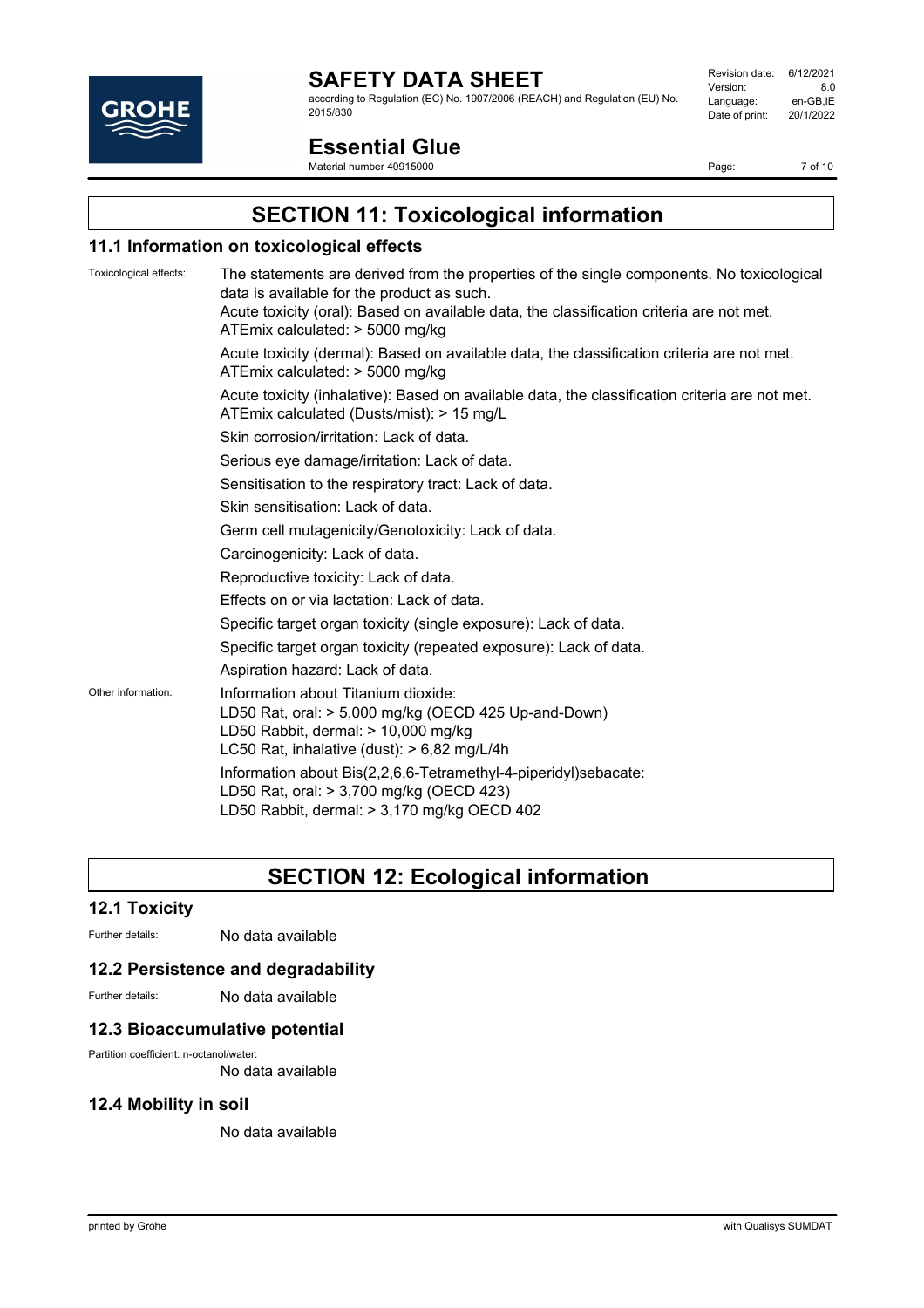# SECTION 11: Toxicological information

## 11.1 Information on toxicological effects

Toxicological effects: The statements are derived from the properties of the single components. No toxicological data is available for the product as such.

Acute toxicity (oral): Based on available data, the classification criteria are not met. ATEmix calculated: > 5000 mg/kg

Acute toxicity (dermal): Based on available data, the classification criteria are not met. ATEmix calculated: > 5000 mg/kg

Acute toxicity (inhalative): Based on available data, the classification criteria are not met. ATEmix calculated (Dusts/mist): > 15 mg/L

Skin corrosion/irritation: Lack of data.

Serious eye damage/irritation: Lack of data.

Sensitisation to the respiratory tract: Lack of data.

Skin sensitisation: Lack of data.

Germ cell mutagenicity/Genotoxicity: Lack of data.

Carcinogenicity: Lack of data.

Reproductive toxicity: Lack of data.

Effects on or via lactation: Lack of data.

Specific target organ toxicity (single exposure): Lack of data.

Specific target organ toxicity (repeated exposure): Lack of data.

Aspiration hazard: Lack of data.

Other information: Information about Titanium dioxide:
LD50 Rat, oral: > 5,000 mg/kg (OECD 425 Up-and-Down)
LD50 Rabbit, dermal: > 10,000 mg/kg
LC50 Rat, inhalative (dust): > 6,82 mg/L/4h

Information about Bis(2,2,6,6-Tetramethyl-4-piperidyl)sebacate:
LD50 Rat, oral: > 3,700 mg/kg (OECD 423)
LD50 Rabbit, dermal: > 3,170 mg/kg OECD 402

# SECTION 12: Ecological information

## 12.1 Toxicity

Further details: No data available

## 12.2 Persistence and degradability

Further details: No data available

## 12.3 Bioaccumulative potential

Partition coefficient: n-octanol/water:
No data available

## 12.4 Mobility in soil

No data available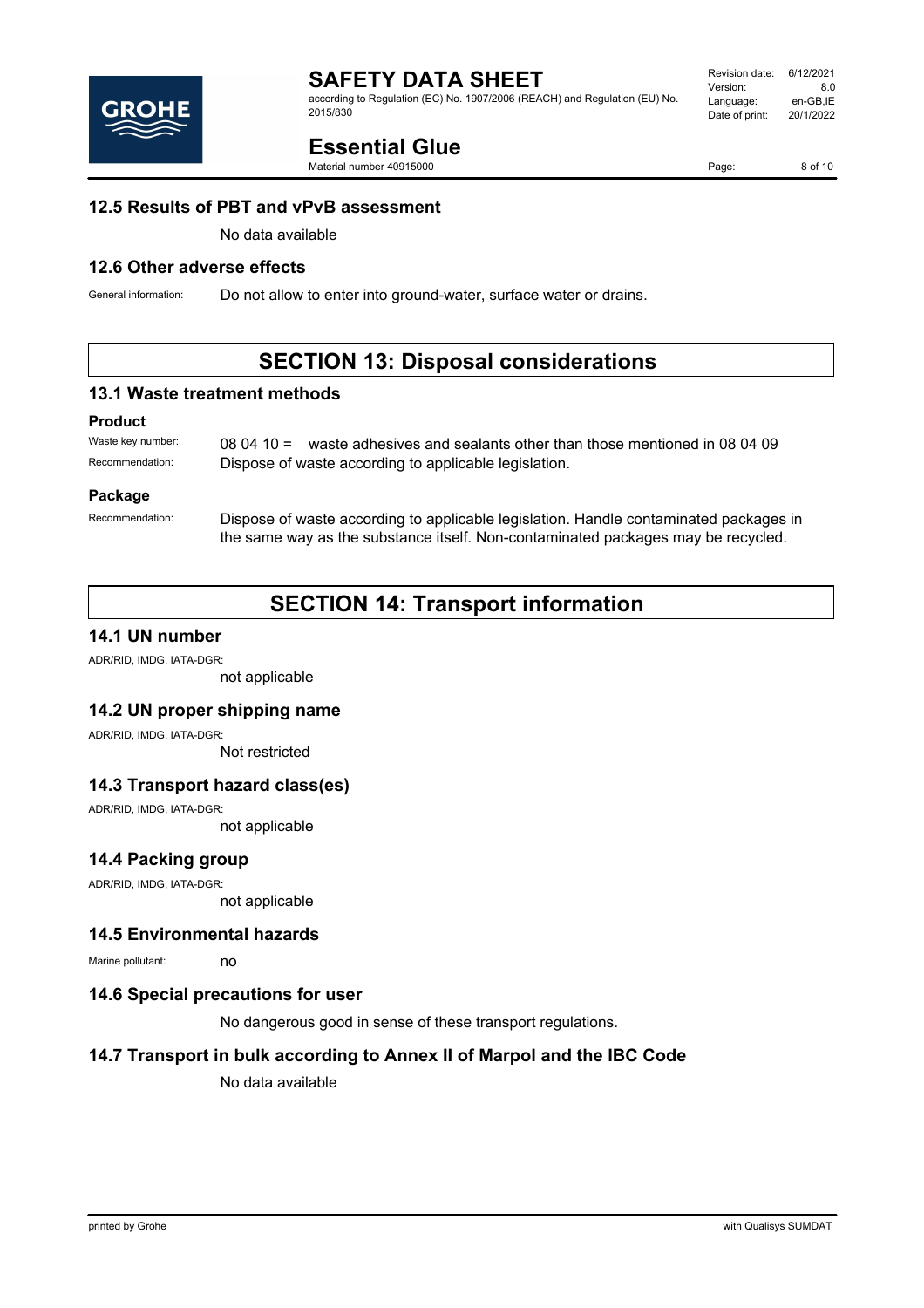## 12.5 Results of PBT and vPvB assessment

No data available

## 12.6 Other adverse effects

General information: Do not allow to enter into ground-water, surface water or drains.

# SECTION 13: Disposal considerations

## 13.1 Waste treatment methods

### Product

Waste key number: 08 04 10 = waste adhesives and sealants other than those mentioned in 08 04 09

Recommendation: Dispose of waste according to applicable legislation.

### Package

Recommendation: Dispose of waste according to applicable legislation. Handle contaminated packages in the same way as the substance itself. Non-contaminated packages may be recycled.

# SECTION 14: Transport information

## 14.1 UN number

ADR/RID, IMDG, IATA-DGR:

not applicable

## 14.2 UN proper shipping name

ADR/RID, IMDG, IATA-DGR:

Not restricted

## 14.3 Transport hazard class(es)

ADR/RID, IMDG, IATA-DGR:

not applicable

## 14.4 Packing group

ADR/RID, IMDG, IATA-DGR:

not applicable

## 14.5 Environmental hazards

Marine pollutant: no

## 14.6 Special precautions for user

No dangerous good in sense of these transport regulations.

## 14.7 Transport in bulk according to Annex II of Marpol and the IBC Code

No data available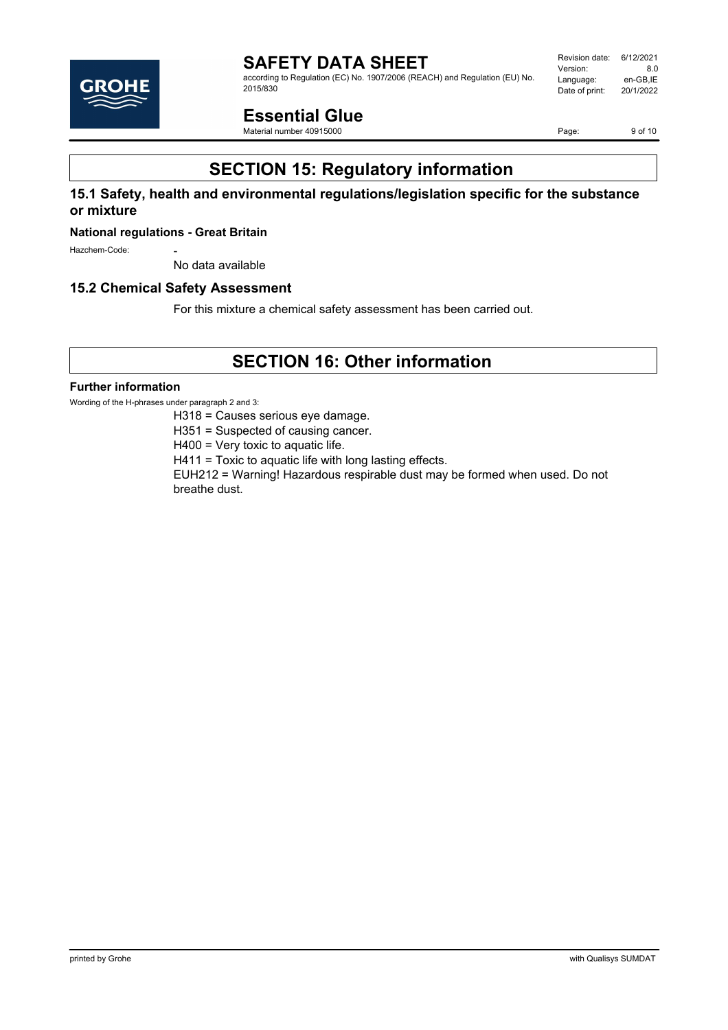# SECTION 15: Regulatory information

## 15.1 Safety, health and environmental regulations/legislation specific for the substance or mixture

### National regulations - Great Britain

Hazchem-Code: -

No data available

## 15.2 Chemical Safety Assessment

For this mixture a chemical safety assessment has been carried out.

# SECTION 16: Other information

### Further information

Wording of the H-phrases under paragraph 2 and 3:

H318 = Causes serious eye damage.

H351 = Suspected of causing cancer.

H400 = Very toxic to aquatic life.

H411 = Toxic to aquatic life with long lasting effects.

EUH212 = Warning! Hazardous respirable dust may be formed when used. Do not breathe dust.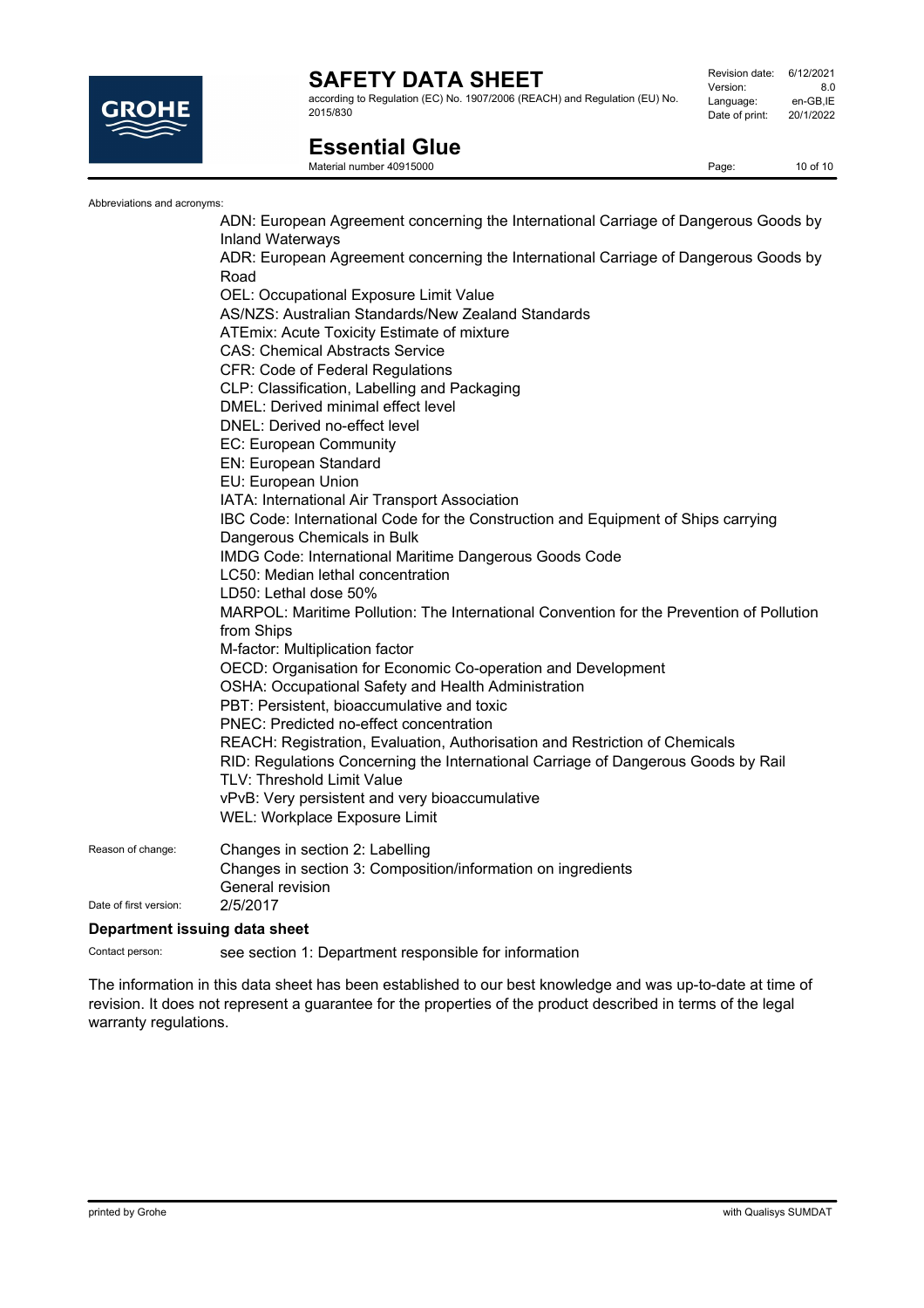Abbreviations and acronyms:

ADN: European Agreement concerning the International Carriage of Dangerous Goods by Inland Waterways
ADR: European Agreement concerning the International Carriage of Dangerous Goods by Road
OEL: Occupational Exposure Limit Value
AS/NZS: Australian Standards/New Zealand Standards
ATEmix: Acute Toxicity Estimate of mixture
CAS: Chemical Abstracts Service
CFR: Code of Federal Regulations
CLP: Classification, Labelling and Packaging
DMEL: Derived minimal effect level
DNEL: Derived no-effect level
EC: European Community
EN: European Standard
EU: European Union
IATA: International Air Transport Association
IBC Code: International Code for the Construction and Equipment of Ships carrying Dangerous Chemicals in Bulk
IMDG Code: International Maritime Dangerous Goods Code
LC50: Median lethal concentration
LD50: Lethal dose 50%
MARPOL: Maritime Pollution: The International Convention for the Prevention of Pollution from Ships
M-factor: Multiplication factor
OECD: Organisation for Economic Co-operation and Development
OSHA: Occupational Safety and Health Administration
PBT: Persistent, bioaccumulative and toxic
PNEC: Predicted no-effect concentration
REACH: Registration, Evaluation, Authorisation and Restriction of Chemicals
RID: Regulations Concerning the International Carriage of Dangerous Goods by Rail
TLV: Threshold Limit Value
vPvB: Very persistent and very bioaccumulative
WEL: Workplace Exposure Limit

Reason of change: Changes in section 2: Labelling
Changes in section 3: Composition/information on ingredients
General revision

Date of first version: 2/5/2017

**Department issuing data sheet**

Contact person: see section 1: Department responsible for information

The information in this data sheet has been established to our best knowledge and was up-to-date at time of revision. It does not represent a guarantee for the properties of the product described in terms of the legal warranty regulations.